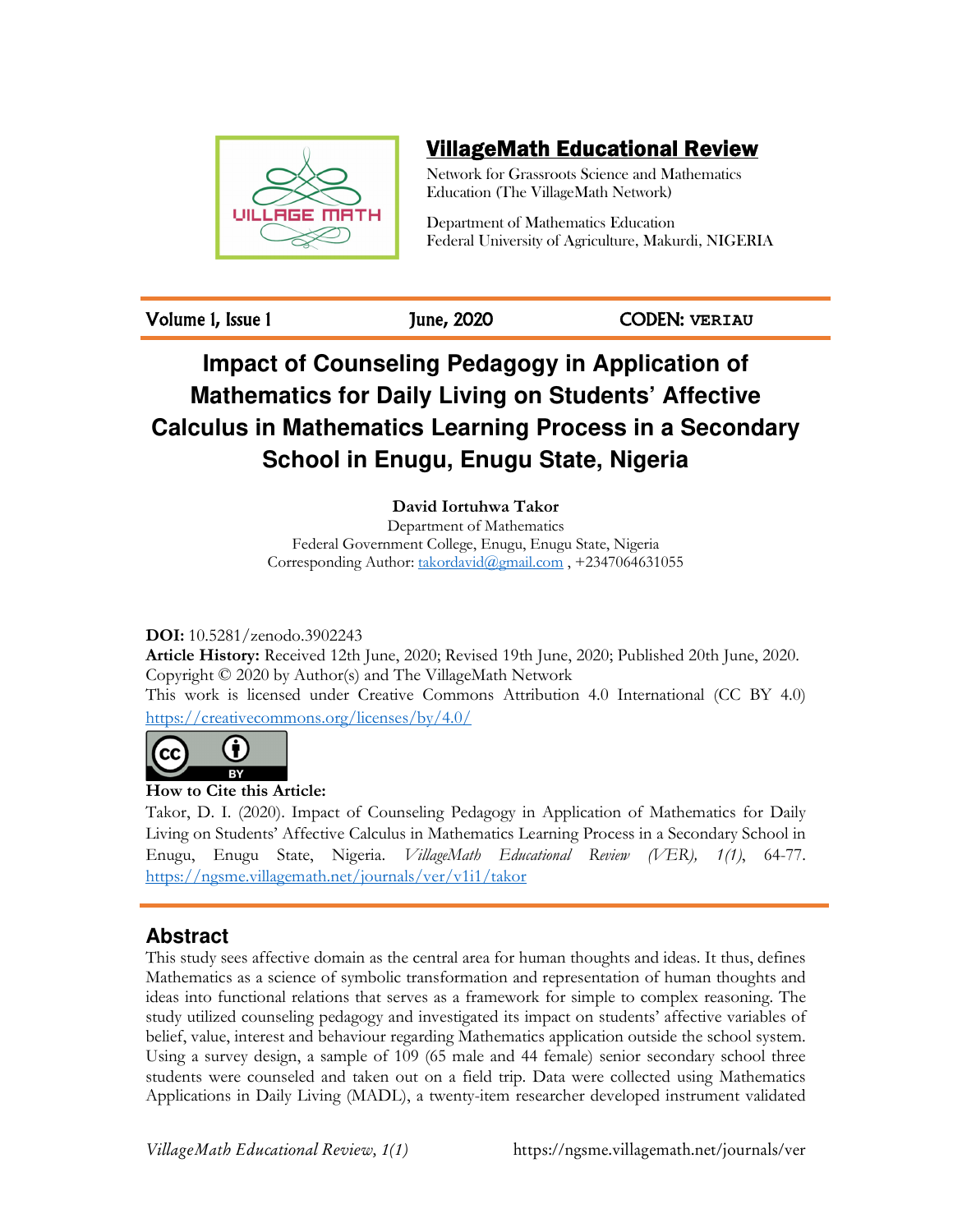## VillageMath Educational Review

Network for Grassroots Science and Mathematics Education (The VillageMath Network)

Department of Mathematics Education
Federal University of Agriculture, Makurdi, NIGERIA

Volume 1, Issue 1 | June, 2020 | CODEN: VERIAU

# Impact of Counseling Pedagogy in Application of Mathematics for Daily Living on Students' Affective Calculus in Mathematics Learning Process in a Secondary School in Enugu, Enugu State, Nigeria

**David Iortuhwa Takor**
Department of Mathematics
Federal Government College, Enugu, Enugu State, Nigeria
Corresponding Author: takordavid@gmail.com , +2347064631055

**DOI:** 10.5281/zenodo.3902243
**Article History:** Received 12th June, 2020; Revised 19th June, 2020; Published 20th June, 2020.
Copyright © 2020 by Author(s) and The VillageMath Network
This work is licensed under Creative Commons Attribution 4.0 International (CC BY 4.0)
https://creativecommons.org/licenses/by/4.0/

**How to Cite this Article:**
Takor, D. I. (2020). Impact of Counseling Pedagogy in Application of Mathematics for Daily Living on Students' Affective Calculus in Mathematics Learning Process in a Secondary School in Enugu, Enugu State, Nigeria. *VillageMath Educational Review (VER), 1(1)*, 64-77. https://ngsme.villagemath.net/journals/ver/v1i1/takor

## Abstract

This study sees affective domain as the central area for human thoughts and ideas. It thus, defines Mathematics as a science of symbolic transformation and representation of human thoughts and ideas into functional relations that serves as a framework for simple to complex reasoning. The study utilized counseling pedagogy and investigated its impact on students' affective variables of belief, value, interest and behaviour regarding Mathematics application outside the school system. Using a survey design, a sample of 109 (65 male and 44 female) senior secondary school three students were counseled and taken out on a field trip. Data were collected using Mathematics Applications in Daily Living (MADL), a twenty-item researcher developed instrument validated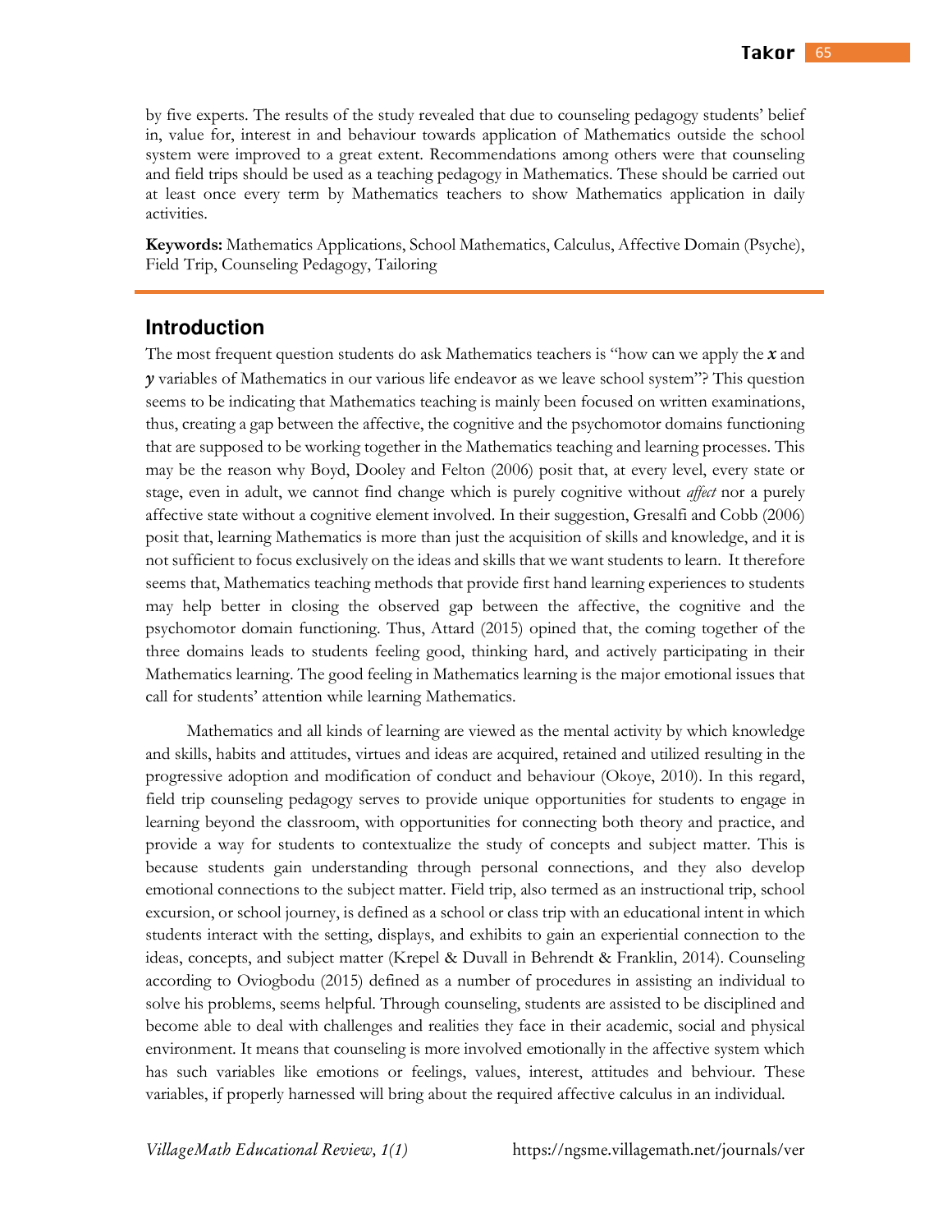by five experts. The results of the study revealed that due to counseling pedagogy students' belief in, value for, interest in and behaviour towards application of Mathematics outside the school system were improved to a great extent. Recommendations among others were that counseling and field trips should be used as a teaching pedagogy in Mathematics. These should be carried out at least once every term by Mathematics teachers to show Mathematics application in daily activities.

**Keywords:** Mathematics Applications, School Mathematics, Calculus, Affective Domain (Psyche), Field Trip, Counseling Pedagogy, Tailoring

## Introduction

The most frequent question students do ask Mathematics teachers is "how can we apply the $x$ and $y$ variables of Mathematics in our various life endeavor as we leave school system"? This question seems to be indicating that Mathematics teaching is mainly been focused on written examinations, thus, creating a gap between the affective, the cognitive and the psychomotor domains functioning that are supposed to be working together in the Mathematics teaching and learning processes. This may be the reason why Boyd, Dooley and Felton (2006) posit that, at every level, every state or stage, even in adult, we cannot find change which is purely cognitive without *affect* nor a purely affective state without a cognitive element involved. In their suggestion, Gresalfi and Cobb (2006) posit that, learning Mathematics is more than just the acquisition of skills and knowledge, and it is not sufficient to focus exclusively on the ideas and skills that we want students to learn. It therefore seems that, Mathematics teaching methods that provide first hand learning experiences to students may help better in closing the observed gap between the affective, the cognitive and the psychomotor domain functioning. Thus, Attard (2015) opined that, the coming together of the three domains leads to students feeling good, thinking hard, and actively participating in their Mathematics learning. The good feeling in Mathematics learning is the major emotional issues that call for students' attention while learning Mathematics.

Mathematics and all kinds of learning are viewed as the mental activity by which knowledge and skills, habits and attitudes, virtues and ideas are acquired, retained and utilized resulting in the progressive adoption and modification of conduct and behaviour (Okoye, 2010). In this regard, field trip counseling pedagogy serves to provide unique opportunities for students to engage in learning beyond the classroom, with opportunities for connecting both theory and practice, and provide a way for students to contextualize the study of concepts and subject matter. This is because students gain understanding through personal connections, and they also develop emotional connections to the subject matter. Field trip, also termed as an instructional trip, school excursion, or school journey, is defined as a school or class trip with an educational intent in which students interact with the setting, displays, and exhibits to gain an experiential connection to the ideas, concepts, and subject matter (Krepel & Duvall in Behrendt & Franklin, 2014). Counseling according to Oviogbodu (2015) defined as a number of procedures in assisting an individual to solve his problems, seems helpful. Through counseling, students are assisted to be disciplined and become able to deal with challenges and realities they face in their academic, social and physical environment. It means that counseling is more involved emotionally in the affective system which has such variables like emotions or feelings, values, interest, attitudes and behviour. These variables, if properly harnessed will bring about the required affective calculus in an individual.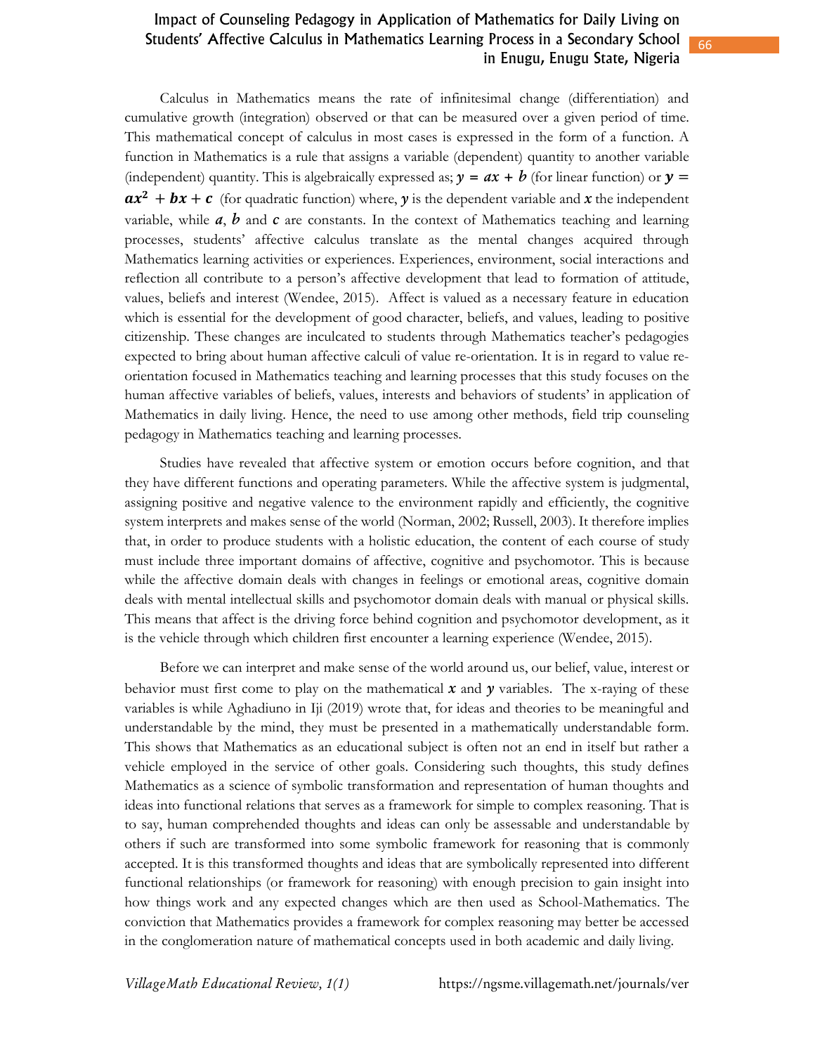Calculus in Mathematics means the rate of infinitesimal change (differentiation) and cumulative growth (integration) observed or that can be measured over a given period of time. This mathematical concept of calculus in most cases is expressed in the form of a function. A function in Mathematics is a rule that assigns a variable (dependent) quantity to another variable (independent) quantity. This is algebraically expressed as; $\boldsymbol{y = ax + b}$ (for linear function) or $\boldsymbol{y = ax^2 + bx + c}$ (for quadratic function) where, $\boldsymbol{y}$ is the dependent variable and $\boldsymbol{x}$ the independent variable, while $\boldsymbol{a}$, $\boldsymbol{b}$ and $\boldsymbol{c}$ are constants. In the context of Mathematics teaching and learning processes, students' affective calculus translate as the mental changes acquired through Mathematics learning activities or experiences. Experiences, environment, social interactions and reflection all contribute to a person's affective development that lead to formation of attitude, values, beliefs and interest (Wendee, 2015). Affect is valued as a necessary feature in education which is essential for the development of good character, beliefs, and values, leading to positive citizenship. These changes are inculcated to students through Mathematics teacher's pedagogies expected to bring about human affective calculi of value re-orientation. It is in regard to value re-orientation focused in Mathematics teaching and learning processes that this study focuses on the human affective variables of beliefs, values, interests and behaviors of students' in application of Mathematics in daily living. Hence, the need to use among other methods, field trip counseling pedagogy in Mathematics teaching and learning processes.

Studies have revealed that affective system or emotion occurs before cognition, and that they have different functions and operating parameters. While the affective system is judgmental, assigning positive and negative valence to the environment rapidly and efficiently, the cognitive system interprets and makes sense of the world (Norman, 2002; Russell, 2003). It therefore implies that, in order to produce students with a holistic education, the content of each course of study must include three important domains of affective, cognitive and psychomotor. This is because while the affective domain deals with changes in feelings or emotional areas, cognitive domain deals with mental intellectual skills and psychomotor domain deals with manual or physical skills. This means that affect is the driving force behind cognition and psychomotor development, as it is the vehicle through which children first encounter a learning experience (Wendee, 2015).

Before we can interpret and make sense of the world around us, our belief, value, interest or behavior must first come to play on the mathematical $\boldsymbol{x}$ and $\boldsymbol{y}$ variables. The x-raying of these variables is while Aghadiuno in Iji (2019) wrote that, for ideas and theories to be meaningful and understandable by the mind, they must be presented in a mathematically understandable form. This shows that Mathematics as an educational subject is often not an end in itself but rather a vehicle employed in the service of other goals. Considering such thoughts, this study defines Mathematics as a science of symbolic transformation and representation of human thoughts and ideas into functional relations that serves as a framework for simple to complex reasoning. That is to say, human comprehended thoughts and ideas can only be assessable and understandable by others if such are transformed into some symbolic framework for reasoning that is commonly accepted. It is this transformed thoughts and ideas that are symbolically represented into different functional relationships (or framework for reasoning) with enough precision to gain insight into how things work and any expected changes which are then used as School-Mathematics. The conviction that Mathematics provides a framework for complex reasoning may better be accessed in the conglomeration nature of mathematical concepts used in both academic and daily living.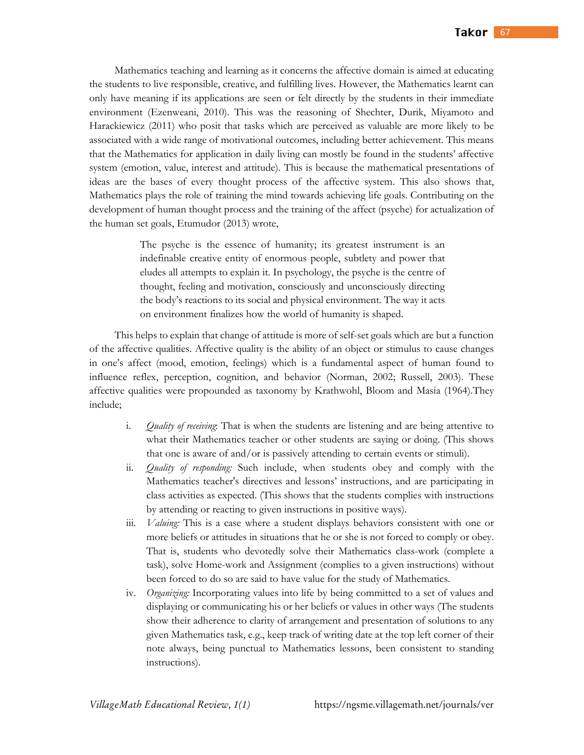Mathematics teaching and learning as it concerns the affective domain is aimed at educating the students to live responsible, creative, and fulfilling lives. However, the Mathematics learnt can only have meaning if its applications are seen or felt directly by the students in their immediate environment (Ezenweani, 2010). This was the reasoning of Shechter, Durik, Miyamoto and Harackiewicz (2011) who posit that tasks which are perceived as valuable are more likely to be associated with a wide range of motivational outcomes, including better achievement. This means that the Mathematics for application in daily living can mostly be found in the students' affective system (emotion, value, interest and attitude). This is because the mathematical presentations of ideas are the bases of every thought process of the affective system. This also shows that, Mathematics plays the role of training the mind towards achieving life goals. Contributing on the development of human thought process and the training of the affect (psyche) for actualization of the human set goals, Etumudor (2013) wrote,

> The psyche is the essence of humanity; its greatest instrument is an indefinable creative entity of enormous people, subtlety and power that eludes all attempts to explain it. In psychology, the psyche is the centre of thought, feeling and motivation, consciously and unconsciously directing the body's reactions to its social and physical environment. The way it acts on environment finalizes how the world of humanity is shaped.

This helps to explain that change of attitude is more of self-set goals which are but a function of the affective qualities. Affective quality is the ability of an object or stimulus to cause changes in one's affect (mood, emotion, feelings) which is a fundamental aspect of human found to influence reflex, perception, cognition, and behavior (Norman, 2002; Russell, 2003). These affective qualities were propounded as taxonomy by Krathwohl, Bloom and Masia (1964).They include;

i. *Quality of receiving*: That is when the students are listening and are being attentive to what their Mathematics teacher or other students are saying or doing. (This shows that one is aware of and/or is passively attending to certain events or stimuli).

ii. *Quality of responding:* Such include, when students obey and comply with the Mathematics teacher's directives and lessons' instructions, and are participating in class activities as expected. (This shows that the students complies with instructions by attending or reacting to given instructions in positive ways).

iii. *Valuing:* This is a case where a student displays behaviors consistent with one or more beliefs or attitudes in situations that he or she is not forced to comply or obey. That is, students who devotedly solve their Mathematics class-work (complete a task), solve Home-work and Assignment (complies to a given instructions) without been forced to do so are said to have value for the study of Mathematics.

iv. *Organizing:* Incorporating values into life by being committed to a set of values and displaying or communicating his or her beliefs or values in other ways (The students show their adherence to clarity of arrangement and presentation of solutions to any given Mathematics task, e.g., keep track of writing date at the top left corner of their note always, being punctual to Mathematics lessons, been consistent to standing instructions).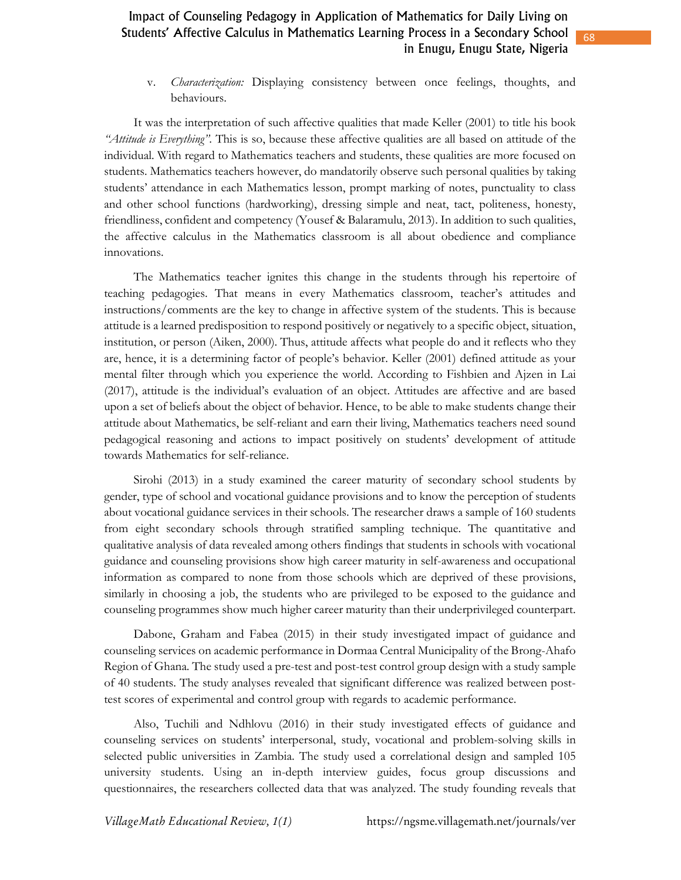v. *Characterization:* Displaying consistency between once feelings, thoughts, and behaviours.

It was the interpretation of such affective qualities that made Keller (2001) to title his book *"Attitude is Everything"*. This is so, because these affective qualities are all based on attitude of the individual. With regard to Mathematics teachers and students, these qualities are more focused on students. Mathematics teachers however, do mandatorily observe such personal qualities by taking students' attendance in each Mathematics lesson, prompt marking of notes, punctuality to class and other school functions (hardworking), dressing simple and neat, tact, politeness, honesty, friendliness, confident and competency (Yousef & Balaramulu, 2013). In addition to such qualities, the affective calculus in the Mathematics classroom is all about obedience and compliance innovations.

The Mathematics teacher ignites this change in the students through his repertoire of teaching pedagogies. That means in every Mathematics classroom, teacher's attitudes and instructions/comments are the key to change in affective system of the students. This is because attitude is a learned predisposition to respond positively or negatively to a specific object, situation, institution, or person (Aiken, 2000). Thus, attitude affects what people do and it reflects who they are, hence, it is a determining factor of people's behavior. Keller (2001) defined attitude as your mental filter through which you experience the world. According to Fishbien and Ajzen in Lai (2017), attitude is the individual's evaluation of an object. Attitudes are affective and are based upon a set of beliefs about the object of behavior. Hence, to be able to make students change their attitude about Mathematics, be self-reliant and earn their living, Mathematics teachers need sound pedagogical reasoning and actions to impact positively on students' development of attitude towards Mathematics for self-reliance.

Sirohi (2013) in a study examined the career maturity of secondary school students by gender, type of school and vocational guidance provisions and to know the perception of students about vocational guidance services in their schools. The researcher draws a sample of 160 students from eight secondary schools through stratified sampling technique. The quantitative and qualitative analysis of data revealed among others findings that students in schools with vocational guidance and counseling provisions show high career maturity in self-awareness and occupational information as compared to none from those schools which are deprived of these provisions, similarly in choosing a job, the students who are privileged to be exposed to the guidance and counseling programmes show much higher career maturity than their underprivileged counterpart.

Dabone, Graham and Fabea (2015) in their study investigated impact of guidance and counseling services on academic performance in Dormaa Central Municipality of the Brong-Ahafo Region of Ghana. The study used a pre-test and post-test control group design with a study sample of 40 students. The study analyses revealed that significant difference was realized between post-test scores of experimental and control group with regards to academic performance.

Also, Tuchili and Ndhlovu (2016) in their study investigated effects of guidance and counseling services on students' interpersonal, study, vocational and problem-solving skills in selected public universities in Zambia. The study used a correlational design and sampled 105 university students. Using an in-depth interview guides, focus group discussions and questionnaires, the researchers collected data that was analyzed. The study founding reveals that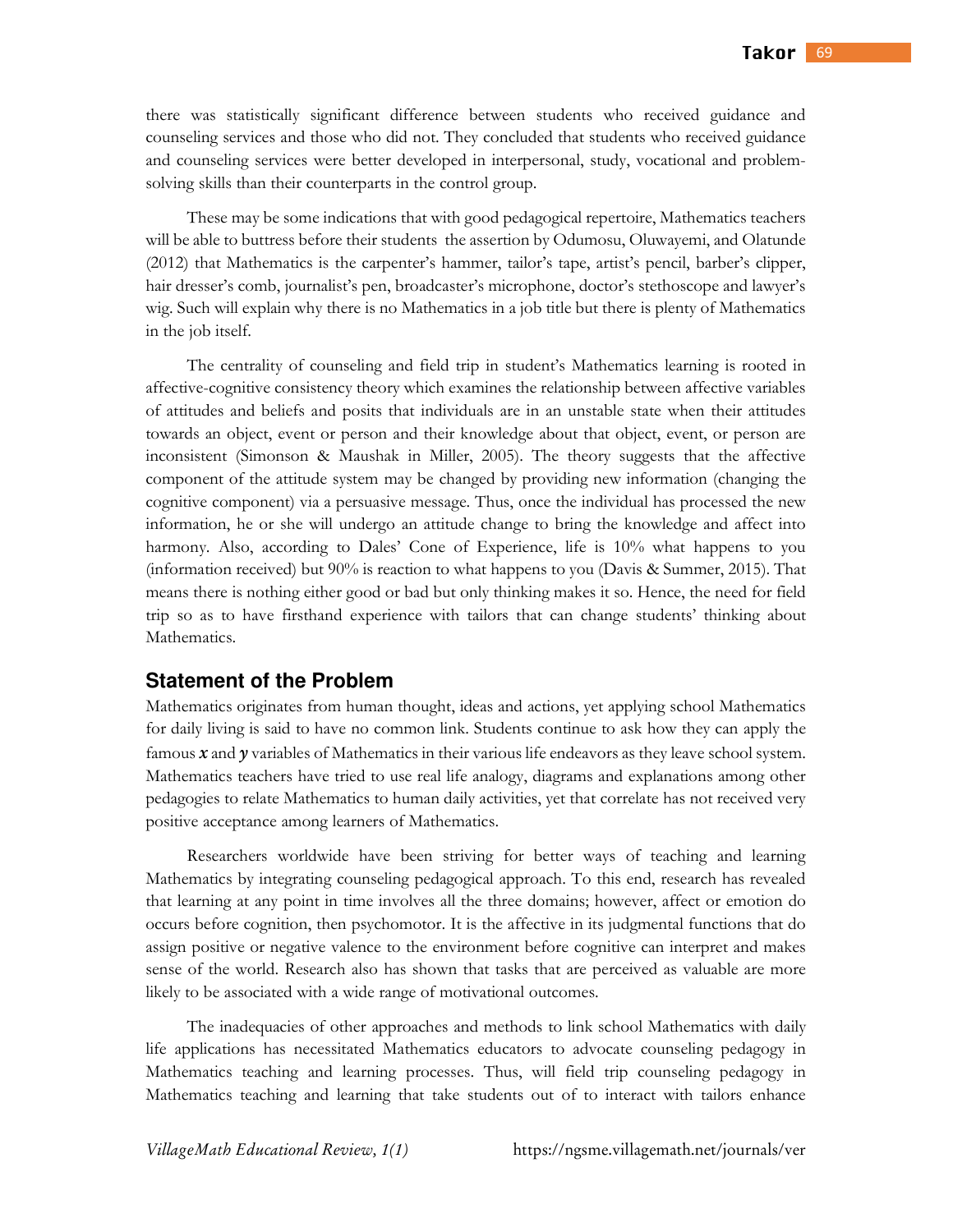there was statistically significant difference between students who received guidance and counseling services and those who did not. They concluded that students who received guidance and counseling services were better developed in interpersonal, study, vocational and problem-solving skills than their counterparts in the control group.

These may be some indications that with good pedagogical repertoire, Mathematics teachers will be able to buttress before their students the assertion by Odumosu, Oluwayemi, and Olatunde (2012) that Mathematics is the carpenter's hammer, tailor's tape, artist's pencil, barber's clipper, hair dresser's comb, journalist's pen, broadcaster's microphone, doctor's stethoscope and lawyer's wig. Such will explain why there is no Mathematics in a job title but there is plenty of Mathematics in the job itself.

The centrality of counseling and field trip in student's Mathematics learning is rooted in affective-cognitive consistency theory which examines the relationship between affective variables of attitudes and beliefs and posits that individuals are in an unstable state when their attitudes towards an object, event or person and their knowledge about that object, event, or person are inconsistent (Simonson & Maushak in Miller, 2005). The theory suggests that the affective component of the attitude system may be changed by providing new information (changing the cognitive component) via a persuasive message. Thus, once the individual has processed the new information, he or she will undergo an attitude change to bring the knowledge and affect into harmony. Also, according to Dales' Cone of Experience, life is 10% what happens to you (information received) but 90% is reaction to what happens to you (Davis & Summer, 2015). That means there is nothing either good or bad but only thinking makes it so. Hence, the need for field trip so as to have firsthand experience with tailors that can change students' thinking about Mathematics.

## Statement of the Problem

Mathematics originates from human thought, ideas and actions, yet applying school Mathematics for daily living is said to have no common link. Students continue to ask how they can apply the famous $x$ and $y$ variables of Mathematics in their various life endeavors as they leave school system. Mathematics teachers have tried to use real life analogy, diagrams and explanations among other pedagogies to relate Mathematics to human daily activities, yet that correlate has not received very positive acceptance among learners of Mathematics.

Researchers worldwide have been striving for better ways of teaching and learning Mathematics by integrating counseling pedagogical approach. To this end, research has revealed that learning at any point in time involves all the three domains; however, affect or emotion do occurs before cognition, then psychomotor. It is the affective in its judgmental functions that do assign positive or negative valence to the environment before cognitive can interpret and makes sense of the world. Research also has shown that tasks that are perceived as valuable are more likely to be associated with a wide range of motivational outcomes.

The inadequacies of other approaches and methods to link school Mathematics with daily life applications has necessitated Mathematics educators to advocate counseling pedagogy in Mathematics teaching and learning processes. Thus, will field trip counseling pedagogy in Mathematics teaching and learning that take students out of to interact with tailors enhance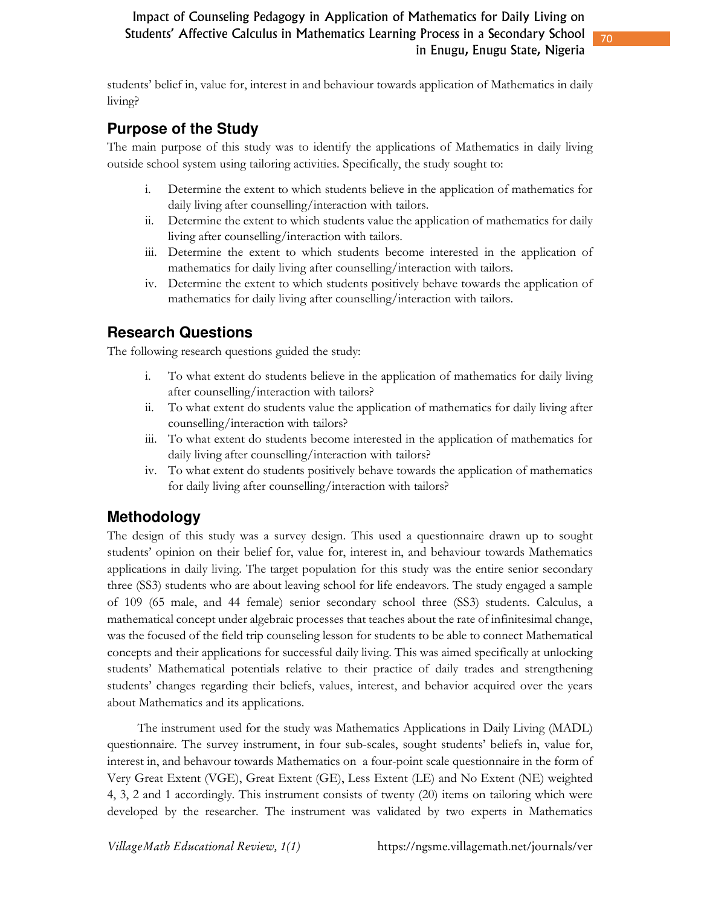students' belief in, value for, interest in and behaviour towards application of Mathematics in daily living?

## Purpose of the Study

The main purpose of this study was to identify the applications of Mathematics in daily living outside school system using tailoring activities. Specifically, the study sought to:

i. Determine the extent to which students believe in the application of mathematics for daily living after counselling/interaction with tailors.
ii. Determine the extent to which students value the application of mathematics for daily living after counselling/interaction with tailors.
iii. Determine the extent to which students become interested in the application of mathematics for daily living after counselling/interaction with tailors.
iv. Determine the extent to which students positively behave towards the application of mathematics for daily living after counselling/interaction with tailors.

## Research Questions

The following research questions guided the study:

i. To what extent do students believe in the application of mathematics for daily living after counselling/interaction with tailors?
ii. To what extent do students value the application of mathematics for daily living after counselling/interaction with tailors?
iii. To what extent do students become interested in the application of mathematics for daily living after counselling/interaction with tailors?
iv. To what extent do students positively behave towards the application of mathematics for daily living after counselling/interaction with tailors?

## Methodology

The design of this study was a survey design. This used a questionnaire drawn up to sought students' opinion on their belief for, value for, interest in, and behaviour towards Mathematics applications in daily living. The target population for this study was the entire senior secondary three (SS3) students who are about leaving school for life endeavors. The study engaged a sample of 109 (65 male, and 44 female) senior secondary school three (SS3) students. Calculus, a mathematical concept under algebraic processes that teaches about the rate of infinitesimal change, was the focused of the field trip counseling lesson for students to be able to connect Mathematical concepts and their applications for successful daily living. This was aimed specifically at unlocking students' Mathematical potentials relative to their practice of daily trades and strengthening students' changes regarding their beliefs, values, interest, and behavior acquired over the years about Mathematics and its applications.

The instrument used for the study was Mathematics Applications in Daily Living (MADL) questionnaire. The survey instrument, in four sub-scales, sought students' beliefs in, value for, interest in, and behaviour towards Mathematics on a four-point scale questionnaire in the form of Very Great Extent (VGE), Great Extent (GE), Less Extent (LE) and No Extent (NE) weighted 4, 3, 2 and 1 accordingly. This instrument consists of twenty (20) items on tailoring which were developed by the researcher. The instrument was validated by two experts in Mathematics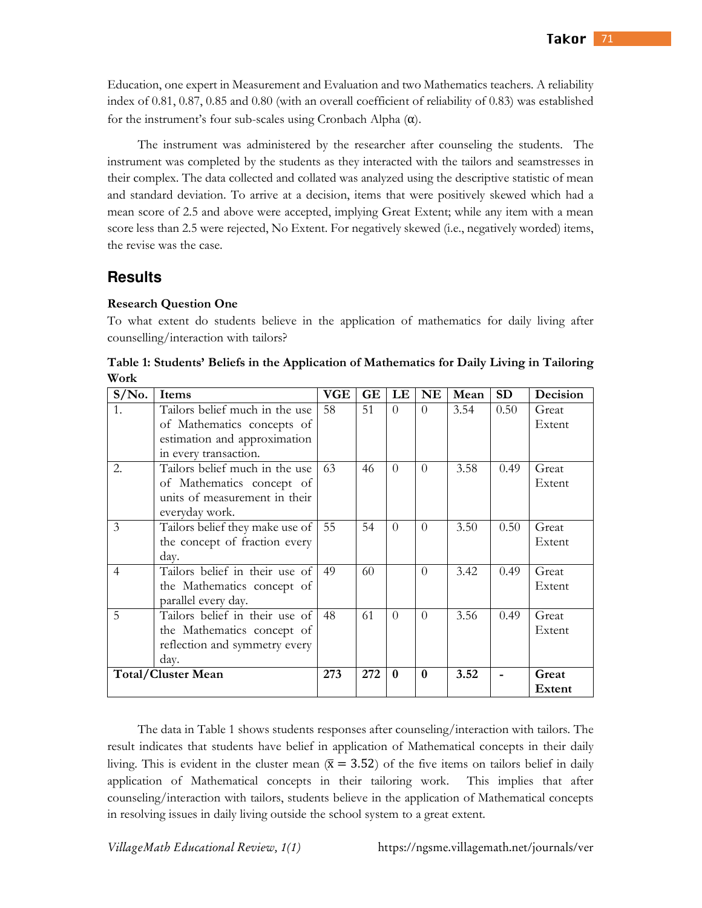Education, one expert in Measurement and Evaluation and two Mathematics teachers. A reliability index of 0.81, 0.87, 0.85 and 0.80 (with an overall coefficient of reliability of 0.83) was established for the instrument's four sub-scales using Cronbach Alpha (α).

The instrument was administered by the researcher after counseling the students. The instrument was completed by the students as they interacted with the tailors and seamstresses in their complex. The data collected and collated was analyzed using the descriptive statistic of mean and standard deviation. To arrive at a decision, items that were positively skewed which had a mean score of 2.5 and above were accepted, implying Great Extent; while any item with a mean score less than 2.5 were rejected, No Extent. For negatively skewed (i.e., negatively worded) items, the revise was the case.

## Results

**Research Question One**

To what extent do students believe in the application of mathematics for daily living after counselling/interaction with tailors?

**Table 1: Students' Beliefs in the Application of Mathematics for Daily Living in Tailoring Work**

| S/No. | Items | VGE | GE | LE | NE | Mean | SD | Decision |
|---|---|---|---|---|---|---|---|---|
| 1. | Tailors belief much in the use of Mathematics concepts of estimation and approximation in every transaction. | 58 | 51 | 0 | 0 | 3.54 | 0.50 | Great Extent |
| 2. | Tailors belief much in the use of Mathematics concept of units of measurement in their everyday work. | 63 | 46 | 0 | 0 | 3.58 | 0.49 | Great Extent |
| 3 | Tailors belief they make use of the concept of fraction every day. | 55 | 54 | 0 | 0 | 3.50 | 0.50 | Great Extent |
| 4 | Tailors belief in their use of the Mathematics concept of parallel every day. | 49 | 60 | | 0 | 3.42 | 0.49 | Great Extent |
| 5 | Tailors belief in their use of the Mathematics concept of reflection and symmetry every day. | 48 | 61 | 0 | 0 | 3.56 | 0.49 | Great Extent |
| **Total/Cluster Mean** | | **273** | **272** | **0** | **0** | **3.52** | **-** | **Great Extent** |

The data in Table 1 shows students responses after counseling/interaction with tailors. The result indicates that students have belief in application of Mathematical concepts in their daily living. This is evident in the cluster mean ($\overline{x} = 3.52$) of the five items on tailors belief in daily application of Mathematical concepts in their tailoring work. This implies that after counseling/interaction with tailors, students believe in the application of Mathematical concepts in resolving issues in daily living outside the school system to a great extent.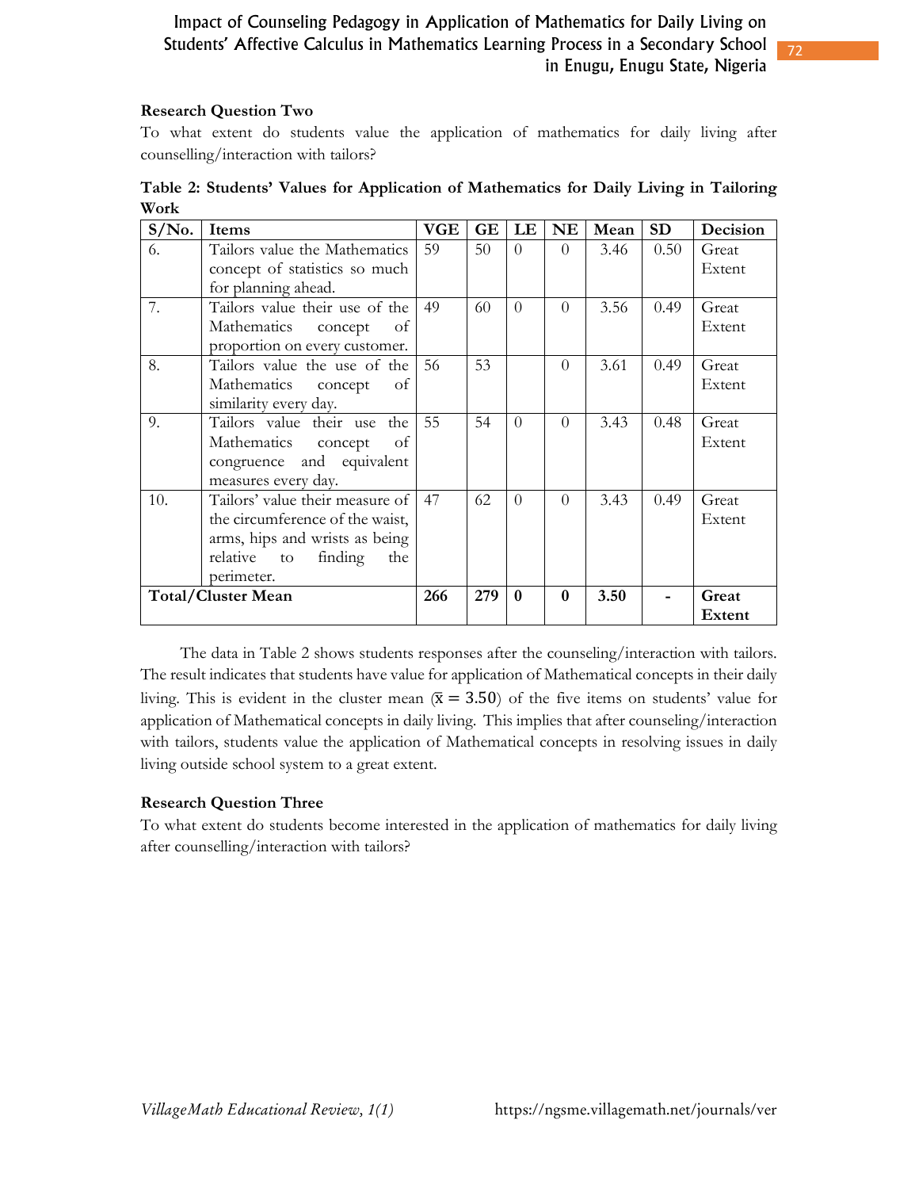**Research Question Two**

To what extent do students value the application of mathematics for daily living after counselling/interaction with tailors?

**Table 2: Students' Values for Application of Mathematics for Daily Living in Tailoring Work**

| S/No. | Items | VGE | GE | LE | NE | Mean | SD | Decision |
|---|---|---|---|---|---|---|---|---|
| 6. | Tailors value the Mathematics concept of statistics so much for planning ahead. | 59 | 50 | 0 | 0 | 3.46 | 0.50 | Great Extent |
| 7. | Tailors value their use of the Mathematics concept of proportion on every customer. | 49 | 60 | 0 | 0 | 3.56 | 0.49 | Great Extent |
| 8. | Tailors value the use of the Mathematics concept of similarity every day. | 56 | 53 | | 0 | 3.61 | 0.49 | Great Extent |
| 9. | Tailors value their use the Mathematics concept of congruence and equivalent measures every day. | 55 | 54 | 0 | 0 | 3.43 | 0.48 | Great Extent |
| 10. | Tailors' value their measure of the circumference of the waist, arms, hips and wrists as being relative to finding the perimeter. | 47 | 62 | 0 | 0 | 3.43 | 0.49 | Great Extent |
| **Total/Cluster Mean** | | **266** | **279** | **0** | **0** | **3.50** | **-** | **Great Extent** |

The data in Table 2 shows students responses after the counseling/interaction with tailors. The result indicates that students have value for application of Mathematical concepts in their daily living. This is evident in the cluster mean ($\bar{x} = 3.50$) of the five items on students' value for application of Mathematical concepts in daily living. This implies that after counseling/interaction with tailors, students value the application of Mathematical concepts in resolving issues in daily living outside school system to a great extent.

**Research Question Three**

To what extent do students become interested in the application of mathematics for daily living after counselling/interaction with tailors?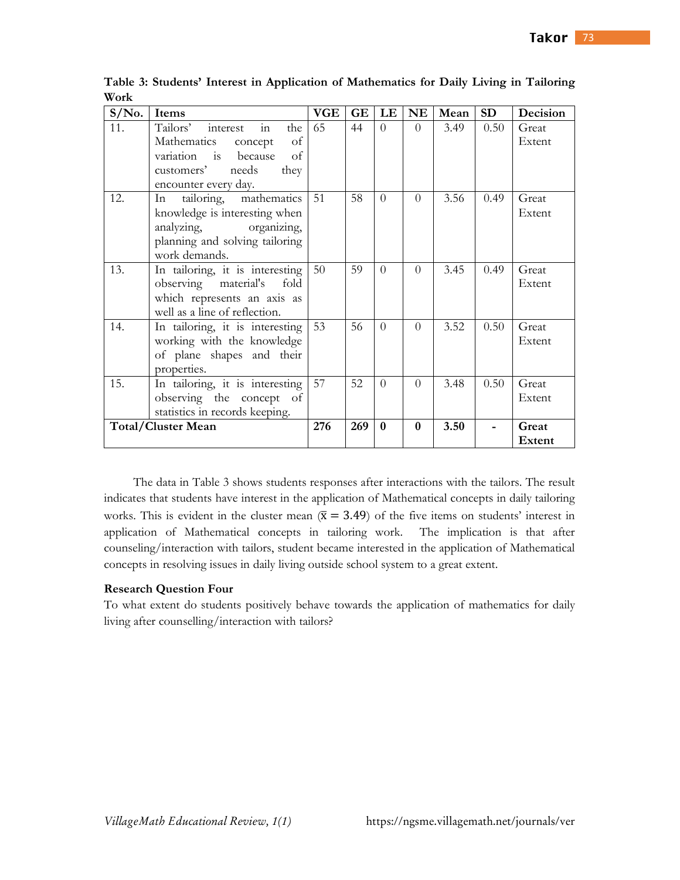**Table 3: Students' Interest in Application of Mathematics for Daily Living in Tailoring Work**

| S/No. | Items | VGE | GE | LE | NE | Mean | SD | Decision |
|---|---|---|---|---|---|---|---|---|
| 11. | Tailors' interest in the Mathematics concept of variation is because of customers' needs they encounter every day. | 65 | 44 | 0 | 0 | 3.49 | 0.50 | Great Extent |
| 12. | In tailoring, mathematics knowledge is interesting when analyzing, organizing, planning and solving tailoring work demands. | 51 | 58 | 0 | 0 | 3.56 | 0.49 | Great Extent |
| 13. | In tailoring, it is interesting observing material's fold which represents an axis as well as a line of reflection. | 50 | 59 | 0 | 0 | 3.45 | 0.49 | Great Extent |
| 14. | In tailoring, it is interesting working with the knowledge of plane shapes and their properties. | 53 | 56 | 0 | 0 | 3.52 | 0.50 | Great Extent |
| 15. | In tailoring, it is interesting observing the concept of statistics in records keeping. | 57 | 52 | 0 | 0 | 3.48 | 0.50 | Great Extent |
| **Total/Cluster Mean** | | **276** | **269** | **0** | **0** | **3.50** | **-** | **Great Extent** |

The data in Table 3 shows students responses after interactions with the tailors. The result indicates that students have interest in the application of Mathematical concepts in daily tailoring works. This is evident in the cluster mean ($\bar{x} = 3.49$) of the five items on students' interest in application of Mathematical concepts in tailoring work. The implication is that after counseling/interaction with tailors, student became interested in the application of Mathematical concepts in resolving issues in daily living outside school system to a great extent.

**Research Question Four**

To what extent do students positively behave towards the application of mathematics for daily living after counselling/interaction with tailors?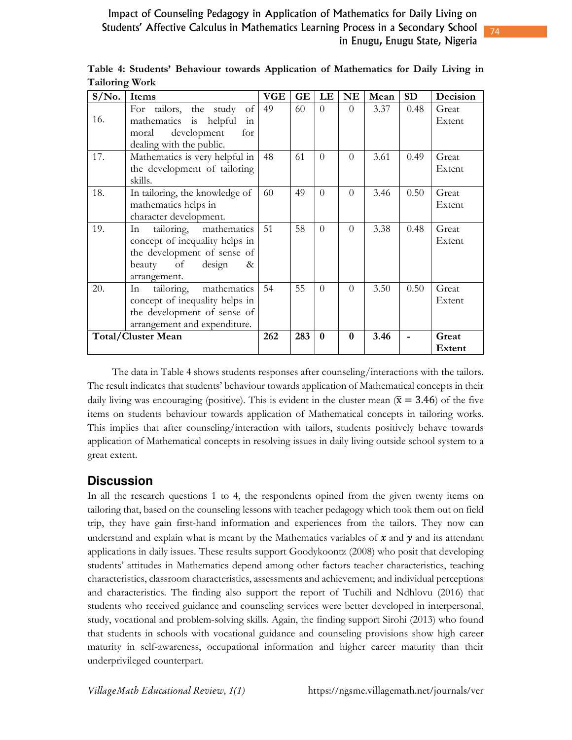**Table 4: Students' Behaviour towards Application of Mathematics for Daily Living in Tailoring Work**

| S/No. | Items | VGE | GE | LE | NE | Mean | SD | Decision |
|---|---|---|---|---|---|---|---|---|
| 16. | For tailors, the study of mathematics is helpful in moral development for dealing with the public. | 49 | 60 | 0 | 0 | 3.37 | 0.48 | Great Extent |
| 17. | Mathematics is very helpful in the development of tailoring skills. | 48 | 61 | 0 | 0 | 3.61 | 0.49 | Great Extent |
| 18. | In tailoring, the knowledge of mathematics helps in character development. | 60 | 49 | 0 | 0 | 3.46 | 0.50 | Great Extent |
| 19. | In tailoring, mathematics concept of inequality helps in the development of sense of beauty of design & arrangement. | 51 | 58 | 0 | 0 | 3.38 | 0.48 | Great Extent |
| 20. | In tailoring, mathematics concept of inequality helps in the development of sense of arrangement and expenditure. | 54 | 55 | 0 | 0 | 3.50 | 0.50 | Great Extent |
| **Total/Cluster Mean** | | **262** | **283** | **0** | **0** | **3.46** | **-** | **Great Extent** |

The data in Table 4 shows students responses after counseling/interactions with the tailors. The result indicates that students' behaviour towards application of Mathematical concepts in their daily living was encouraging (positive). This is evident in the cluster mean ($\bar{x} = 3.46$) of the five items on students behaviour towards application of Mathematical concepts in tailoring works. This implies that after counseling/interaction with tailors, students positively behave towards application of Mathematical concepts in resolving issues in daily living outside school system to a great extent.

## Discussion

In all the research questions 1 to 4, the respondents opined from the given twenty items on tailoring that, based on the counseling lessons with teacher pedagogy which took them out on field trip, they have gain first-hand information and experiences from the tailors. They now can understand and explain what is meant by the Mathematics variables of $x$ and $y$ and its attendant applications in daily issues. These results support Goodykoontz (2008) who posit that developing students' attitudes in Mathematics depend among other factors teacher characteristics, teaching characteristics, classroom characteristics, assessments and achievement; and individual perceptions and characteristics. The finding also support the report of Tuchili and Ndhlovu (2016) that students who received guidance and counseling services were better developed in interpersonal, study, vocational and problem-solving skills. Again, the finding support Sirohi (2013) who found that students in schools with vocational guidance and counseling provisions show high career maturity in self-awareness, occupational information and higher career maturity than their underprivileged counterpart.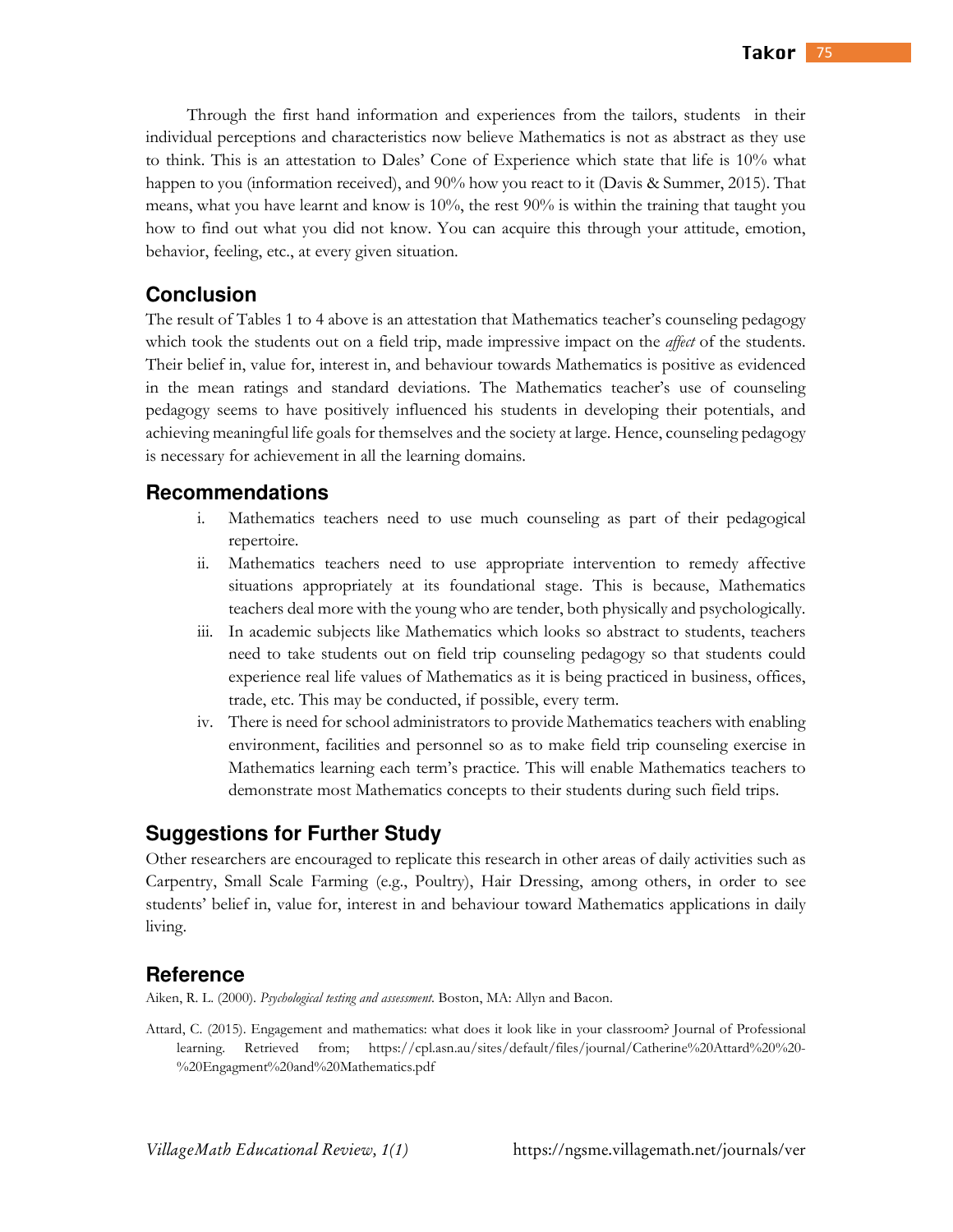Through the first hand information and experiences from the tailors, students in their individual perceptions and characteristics now believe Mathematics is not as abstract as they use to think. This is an attestation to Dales' Cone of Experience which state that life is 10% what happen to you (information received), and 90% how you react to it (Davis & Summer, 2015). That means, what you have learnt and know is 10%, the rest 90% is within the training that taught you how to find out what you did not know. You can acquire this through your attitude, emotion, behavior, feeling, etc., at every given situation.

## Conclusion

The result of Tables 1 to 4 above is an attestation that Mathematics teacher's counseling pedagogy which took the students out on a field trip, made impressive impact on the *affect* of the students. Their belief in, value for, interest in, and behaviour towards Mathematics is positive as evidenced in the mean ratings and standard deviations. The Mathematics teacher's use of counseling pedagogy seems to have positively influenced his students in developing their potentials, and achieving meaningful life goals for themselves and the society at large. Hence, counseling pedagogy is necessary for achievement in all the learning domains.

## Recommendations

i. Mathematics teachers need to use much counseling as part of their pedagogical repertoire.

ii. Mathematics teachers need to use appropriate intervention to remedy affective situations appropriately at its foundational stage. This is because, Mathematics teachers deal more with the young who are tender, both physically and psychologically.

iii. In academic subjects like Mathematics which looks so abstract to students, teachers need to take students out on field trip counseling pedagogy so that students could experience real life values of Mathematics as it is being practiced in business, offices, trade, etc. This may be conducted, if possible, every term.

iv. There is need for school administrators to provide Mathematics teachers with enabling environment, facilities and personnel so as to make field trip counseling exercise in Mathematics learning each term's practice. This will enable Mathematics teachers to demonstrate most Mathematics concepts to their students during such field trips.

## Suggestions for Further Study

Other researchers are encouraged to replicate this research in other areas of daily activities such as Carpentry, Small Scale Farming (e.g., Poultry), Hair Dressing, among others, in order to see students' belief in, value for, interest in and behaviour toward Mathematics applications in daily living.

## Reference

Aiken, R. L. (2000). *Psychological testing and assessment*. Boston, MA: Allyn and Bacon.

Attard, C. (2015). Engagement and mathematics: what does it look like in your classroom? Journal of Professional learning. Retrieved from; https://cpl.asn.au/sites/default/files/journal/Catherine%20Attard%20%20-%20Engagment%20and%20Mathematics.pdf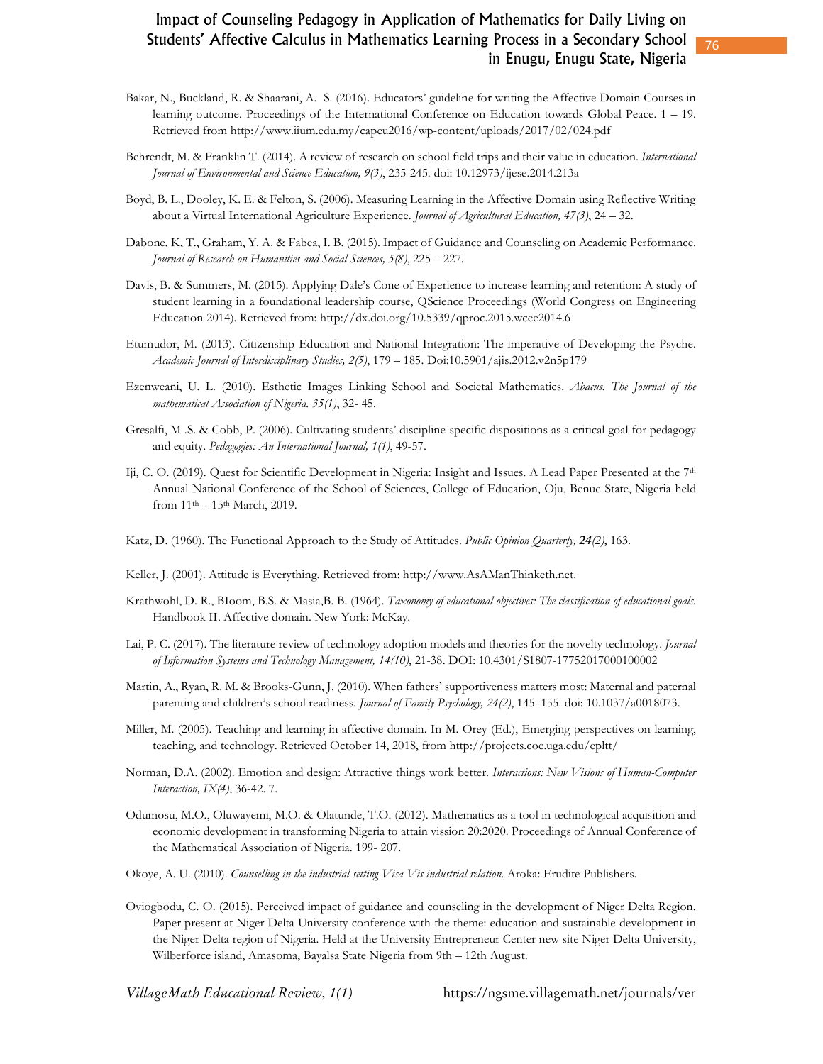Bakar, N., Buckland, R. & Shaarani, A. S. (2016). Educators' guideline for writing the Affective Domain Courses in learning outcome. Proceedings of the International Conference on Education towards Global Peace. 1 – 19. Retrieved from http://www.iium.edu.my/capeu2016/wp-content/uploads/2017/02/024.pdf

Behrendt, M. & Franklin T. (2014). A review of research on school field trips and their value in education. *International Journal of Environmental and Science Education, 9(3)*, 235-245. doi: 10.12973/ijese.2014.213a

Boyd, B. L., Dooley, K. E. & Felton, S. (2006). Measuring Learning in the Affective Domain using Reflective Writing about a Virtual International Agriculture Experience. *Journal of Agricultural Education, 47(3)*, 24 – 32.

Dabone, K, T., Graham, Y. A. & Fabea, I. B. (2015). Impact of Guidance and Counseling on Academic Performance. *Journal of Research on Humanities and Social Sciences, 5(8)*, 225 – 227.

Davis, B. & Summers, M. (2015). Applying Dale's Cone of Experience to increase learning and retention: A study of student learning in a foundational leadership course, QScience Proceedings (World Congress on Engineering Education 2014). Retrieved from: http://dx.doi.org/10.5339/qproc.2015.wcee2014.6

Etumudor, M. (2013). Citizenship Education and National Integration: The imperative of Developing the Psyche. *Academic Journal of Interdisciplinary Studies, 2(5)*, 179 – 185. Doi:10.5901/ajis.2012.v2n5p179

Ezenweani, U. L. (2010). Esthetic Images Linking School and Societal Mathematics. *Abacus. The Journal of the mathematical Association of Nigeria. 35(1)*, 32- 45.

Gresalfi, M .S. & Cobb, P. (2006). Cultivating students' discipline-specific dispositions as a critical goal for pedagogy and equity. *Pedagogies: An International Journal, 1(1)*, 49-57.

Iji, C. O. (2019). Quest for Scientific Development in Nigeria: Insight and Issues. A Lead Paper Presented at the 7th Annual National Conference of the School of Sciences, College of Education, Oju, Benue State, Nigeria held from 11th – 15th March, 2019.

Katz, D. (1960). The Functional Approach to the Study of Attitudes. *Public Opinion Quarterly, **24**(2)*, 163.

Keller, J. (2001). Attitude is Everything. Retrieved from: http://www.AsAManThinketh.net.

Krathwohl, D. R., BIoom, B.S. & Masia,B. B. (1964). *Taxonomy of educational objectives: The classification of educational goals.* Handbook II. Affective domain. New York: McKay.

Lai, P. C. (2017). The literature review of technology adoption models and theories for the novelty technology. *Journal of Information Systems and Technology Management, 14(10)*, 21-38. DOI: 10.4301/S1807-17752017000100002

Martin, A., Ryan, R. M. & Brooks-Gunn, J. (2010). When fathers' supportiveness matters most: Maternal and paternal parenting and children's school readiness. *Journal of Family Psychology, 24(2)*, 145–155. doi: 10.1037/a0018073.

Miller, M. (2005). Teaching and learning in affective domain. In M. Orey (Ed.), Emerging perspectives on learning, teaching, and technology. Retrieved October 14, 2018, from http://projects.coe.uga.edu/epltt/

Norman, D.A. (2002). Emotion and design: Attractive things work better. *Interactions: New Visions of Human-Computer Interaction, IX(4)*, 36-42. 7.

Odumosu, M.O., Oluwayemi, M.O. & Olatunde, T.O. (2012). Mathematics as a tool in technological acquisition and economic development in transforming Nigeria to attain vission 20:2020. Proceedings of Annual Conference of the Mathematical Association of Nigeria. 199- 207.

Okoye, A. U. (2010). *Counselling in the industrial setting Visa Vis industrial relation.* Aroka: Erudite Publishers.

Oviogbodu, C. O. (2015). Perceived impact of guidance and counseling in the development of Niger Delta Region. Paper present at Niger Delta University conference with the theme: education and sustainable development in the Niger Delta region of Nigeria. Held at the University Entrepreneur Center new site Niger Delta University, Wilberforce island, Amasoma, Bayalsa State Nigeria from 9th – 12th August.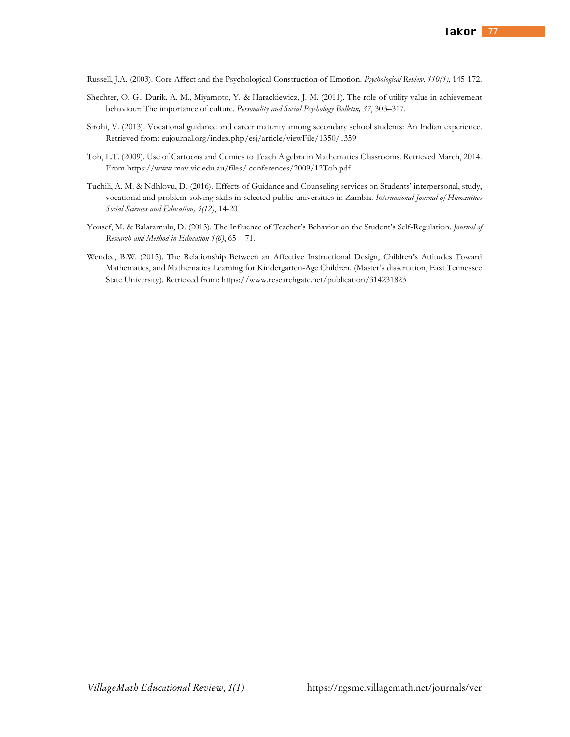Russell, J.A. (2003). Core Affect and the Psychological Construction of Emotion. *Psychological Review, 110(1)*, 145-172.

Shechter, O. G., Durik, A. M., Miyamoto, Y. & Harackiewicz, J. M. (2011). The role of utility value in achievement behaviour: The importance of culture. *Personality and Social Psychology Bulletin, 37*, 303–317.

Sirohi, V. (2013). Vocational guidance and career maturity among secondary school students: An Indian experience. Retrieved from: eujournal.org/index.php/esj/article/viewFile/1350/1359

Toh, L.T. (2009). Use of Cartoons and Comics to Teach Algebra in Mathematics Classrooms. Retrieved March, 2014. From https://www.mav.vic.edu.au/files/ conferences/2009/12Toh.pdf

Tuchili, A. M. & Ndhlovu, D. (2016). Effects of Guidance and Counseling services on Students' interpersonal, study, vocational and problem-solving skills in selected public universities in Zambia. *International Journal of Humanities Social Sciences and Education, 3(12)*, 14-20

Yousef, M. & Balaramulu, D. (2013). The Influence of Teacher's Behavior on the Student's Self-Regulation. *Journal of Research and Method in Education 1(6)*, 65 – 71.

Wendee, B.W. (2015). The Relationship Between an Affective Instructional Design, Children's Attitudes Toward Mathematics, and Mathematics Learning for Kindergarten-Age Children. (Master's dissertation, East Tennessee State University). Retrieved from: https://www.researchgate.net/publication/314231823